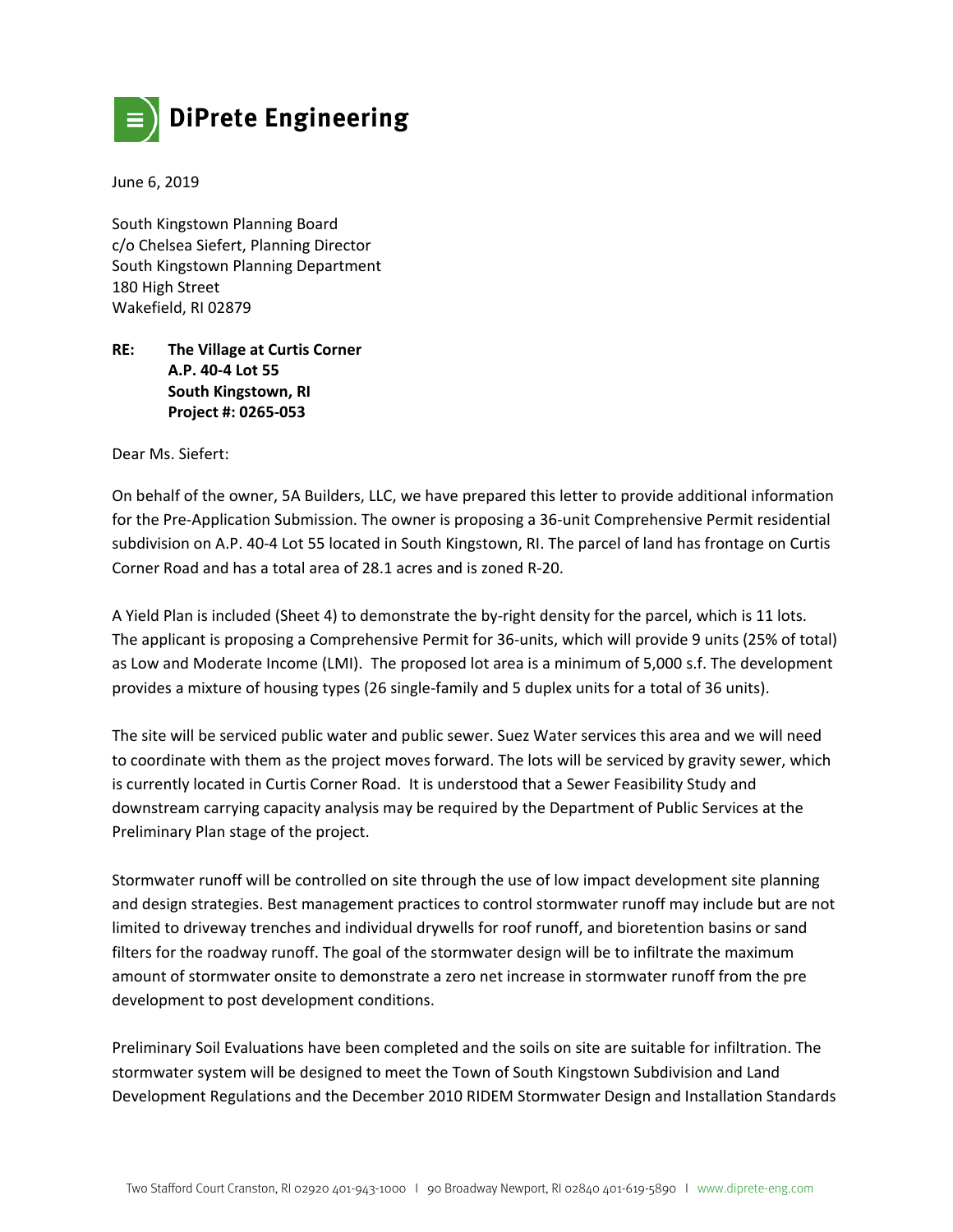**DiPrete Engineering**

June 6, 2019

South Kingstown Planning Board
c/o Chelsea Siefert, Planning Director
South Kingstown Planning Department
180 High Street
Wakefield, RI 02879

**RE: The Village at Curtis Corner**
**A.P. 40-4 Lot 55**
**South Kingstown, RI**
**Project #: 0265-053**

Dear Ms. Siefert:

On behalf of the owner, 5A Builders, LLC, we have prepared this letter to provide additional information for the Pre-Application Submission. The owner is proposing a 36-unit Comprehensive Permit residential subdivision on A.P. 40-4 Lot 55 located in South Kingstown, RI. The parcel of land has frontage on Curtis Corner Road and has a total area of 28.1 acres and is zoned R-20.

A Yield Plan is included (Sheet 4) to demonstrate the by-right density for the parcel, which is 11 lots. The applicant is proposing a Comprehensive Permit for 36-units, which will provide 9 units (25% of total) as Low and Moderate Income (LMI). The proposed lot area is a minimum of 5,000 s.f. The development provides a mixture of housing types (26 single-family and 5 duplex units for a total of 36 units).

The site will be serviced public water and public sewer. Suez Water services this area and we will need to coordinate with them as the project moves forward. The lots will be serviced by gravity sewer, which is currently located in Curtis Corner Road. It is understood that a Sewer Feasibility Study and downstream carrying capacity analysis may be required by the Department of Public Services at the Preliminary Plan stage of the project.

Stormwater runoff will be controlled on site through the use of low impact development site planning and design strategies. Best management practices to control stormwater runoff may include but are not limited to driveway trenches and individual drywells for roof runoff, and bioretention basins or sand filters for the roadway runoff. The goal of the stormwater design will be to infiltrate the maximum amount of stormwater onsite to demonstrate a zero net increase in stormwater runoff from the pre development to post development conditions.

Preliminary Soil Evaluations have been completed and the soils on site are suitable for infiltration. The stormwater system will be designed to meet the Town of South Kingstown Subdivision and Land Development Regulations and the December 2010 RIDEM Stormwater Design and Installation Standards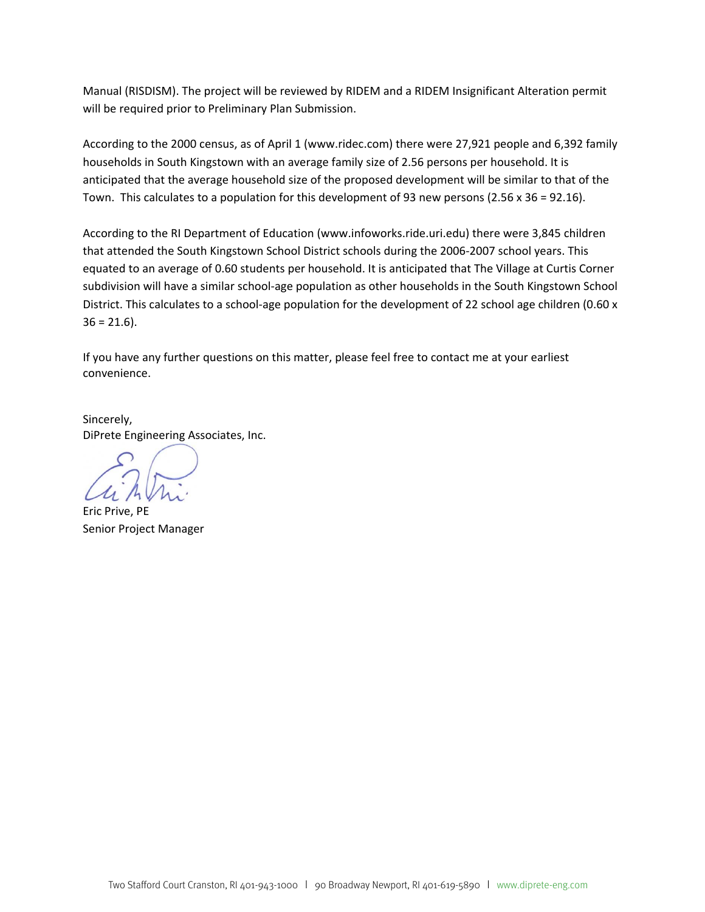Manual (RISDISM). The project will be reviewed by RIDEM and a RIDEM Insignificant Alteration permit will be required prior to Preliminary Plan Submission.

According to the 2000 census, as of April 1 (www.ridec.com) there were 27,921 people and 6,392 family households in South Kingstown with an average family size of 2.56 persons per household. It is anticipated that the average household size of the proposed development will be similar to that of the Town. This calculates to a population for this development of 93 new persons (2.56 x 36 = 92.16).

According to the RI Department of Education (www.infoworks.ride.uri.edu) there were 3,845 children that attended the South Kingstown School District schools during the 2006-2007 school years. This equated to an average of 0.60 students per household. It is anticipated that The Village at Curtis Corner subdivision will have a similar school-age population as other households in the South Kingstown School District. This calculates to a school-age population for the development of 22 school age children (0.60 x 36 = 21.6).

If you have any further questions on this matter, please feel free to contact me at your earliest convenience.

Sincerely,
DiPrete Engineering Associates, Inc.

Eric Prive, PE
Senior Project Manager